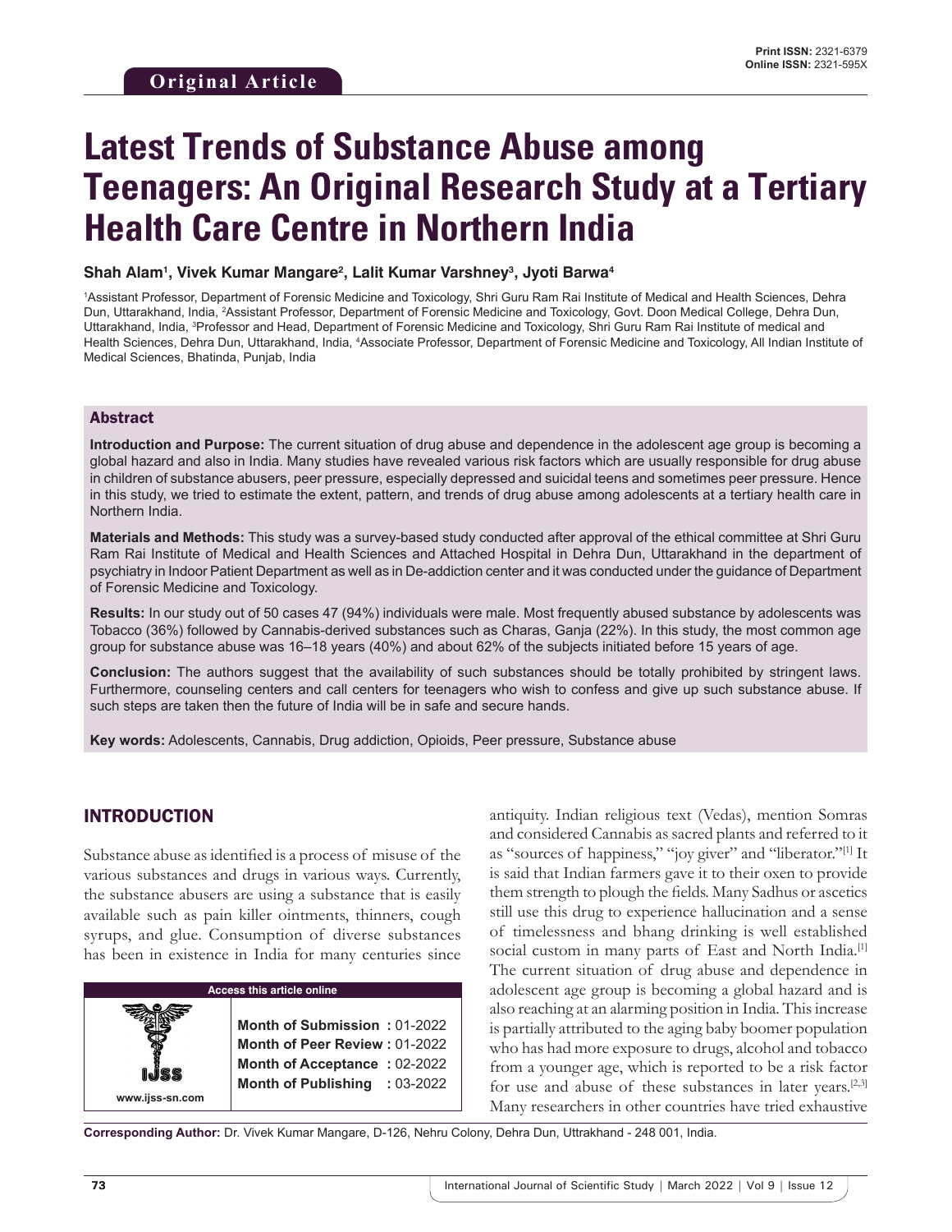Original Article

**Print ISSN:** 2321-6379
**Online ISSN:** 2321-595X

# Latest Trends of Substance Abuse among Teenagers: An Original Research Study at a Tertiary Health Care Centre in Northern India

**Shah Alam[1], Vivek Kumar Mangare[2], Lalit Kumar Varshney[3], Jyoti Barwa[4]**

[1]Assistant Professor, Department of Forensic Medicine and Toxicology, Shri Guru Ram Rai Institute of Medical and Health Sciences, Dehra Dun, Uttarakhand, India, [2]Assistant Professor, Department of Forensic Medicine and Toxicology, Govt. Doon Medical College, Dehra Dun, Uttarakhand, India, [3]Professor and Head, Department of Forensic Medicine and Toxicology, Shri Guru Ram Rai Institute of medical and Health Sciences, Dehra Dun, Uttarakhand, India, [4]Associate Professor, Department of Forensic Medicine and Toxicology, All Indian Institute of Medical Sciences, Bhatinda, Punjab, India

## Abstract

**Introduction and Purpose:** The current situation of drug abuse and dependence in the adolescent age group is becoming a global hazard and also in India. Many studies have revealed various risk factors which are usually responsible for drug abuse in children of substance abusers, peer pressure, especially depressed and suicidal teens and sometimes peer pressure. Hence in this study, we tried to estimate the extent, pattern, and trends of drug abuse among adolescents at a tertiary health care in Northern India.

**Materials and Methods:** This study was a survey-based study conducted after approval of the ethical committee at Shri Guru Ram Rai Institute of Medical and Health Sciences and Attached Hospital in Dehra Dun, Uttarakhand in the department of psychiatry in Indoor Patient Department as well as in De-addiction center and it was conducted under the guidance of Department of Forensic Medicine and Toxicology.

**Results:** In our study out of 50 cases 47 (94%) individuals were male. Most frequently abused substance by adolescents was Tobacco (36%) followed by Cannabis-derived substances such as Charas, Ganja (22%). In this study, the most common age group for substance abuse was 16–18 years (40%) and about 62% of the subjects initiated before 15 years of age.

**Conclusion:** The authors suggest that the availability of such substances should be totally prohibited by stringent laws. Furthermore, counseling centers and call centers for teenagers who wish to confess and give up such substance abuse. If such steps are taken then the future of India will be in safe and secure hands.

**Key words:** Adolescents, Cannabis, Drug addiction, Opioids, Peer pressure, Substance abuse

## INTRODUCTION

Substance abuse as identified is a process of misuse of the various substances and drugs in various ways. Currently, the substance abusers are using a substance that is easily available such as pain killer ointments, thinners, cough syrups, and glue. Consumption of diverse substances has been in existence in India for many centuries since antiquity. Indian religious text (Vedas), mention Somras and considered Cannabis as sacred plants and referred to it as "sources of happiness," "joy giver" and "liberator."[1] It is said that Indian farmers gave it to their oxen to provide them strength to plough the fields. Many Sadhus or ascetics still use this drug to experience hallucination and a sense of timelessness and bhang drinking is well established social custom in many parts of East and North India.[1] The current situation of drug abuse and dependence in adolescent age group is becoming a global hazard and is also reaching at an alarming position in India. This increase is partially attributed to the aging baby boomer population who has had more exposure to drugs, alcohol and tobacco from a younger age, which is reported to be a risk factor for use and abuse of these substances in later years.[2,3] Many researchers in other countries have tried exhaustive

| Access this article online | |
|---|---|
| www.ijss-sn.com | **Month of Submission :** 01-2022<br>**Month of Peer Review :** 01-2022<br>**Month of Acceptance :** 02-2022<br>**Month of Publishing :** 03-2022 |

**Corresponding Author:** Dr. Vivek Kumar Mangare, D-126, Nehru Colony, Dehra Dun, Uttrakhand - 248 001, India.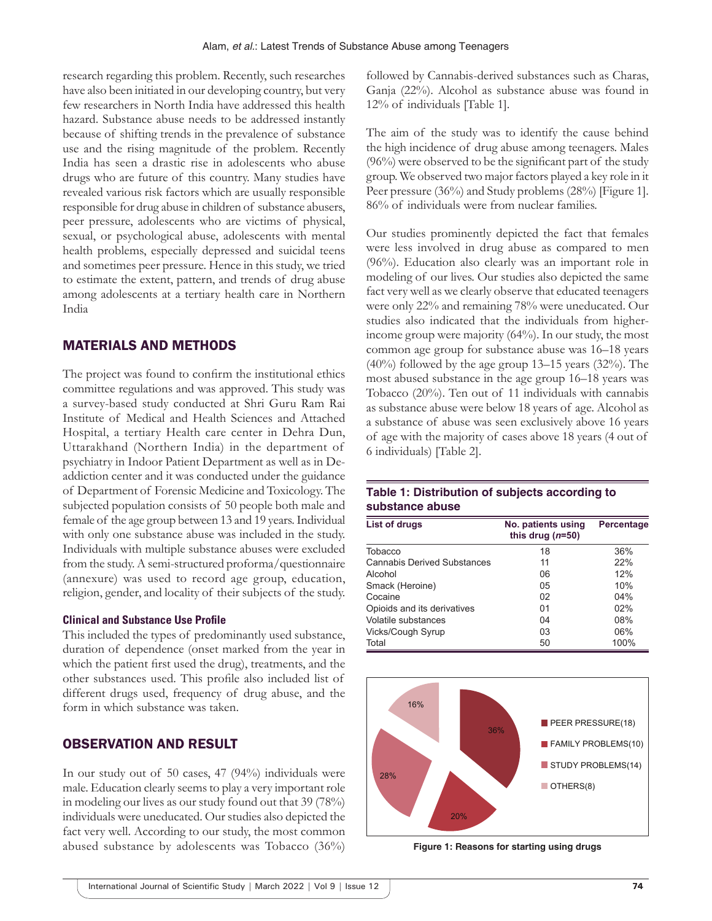research regarding this problem. Recently, such researches have also been initiated in our developing country, but very few researchers in North India have addressed this health hazard. Substance abuse needs to be addressed instantly because of shifting trends in the prevalence of substance use and the rising magnitude of the problem. Recently India has seen a drastic rise in adolescents who abuse drugs who are future of this country. Many studies have revealed various risk factors which are usually responsible responsible for drug abuse in children of substance abusers, peer pressure, adolescents who are victims of physical, sexual, or psychological abuse, adolescents with mental health problems, especially depressed and suicidal teens and sometimes peer pressure. Hence in this study, we tried to estimate the extent, pattern, and trends of drug abuse among adolescents at a tertiary health care in Northern India

## MATERIALS AND METHODS

The project was found to confirm the institutional ethics committee regulations and was approved. This study was a survey-based study conducted at Shri Guru Ram Rai Institute of Medical and Health Sciences and Attached Hospital, a tertiary Health care center in Dehra Dun, Uttarakhand (Northern India) in the department of psychiatry in Indoor Patient Department as well as in De-addiction center and it was conducted under the guidance of Department of Forensic Medicine and Toxicology. The subjected population consists of 50 people both male and female of the age group between 13 and 19 years. Individual with only one substance abuse was included in the study. Individuals with multiple substance abuses were excluded from the study. A semi-structured proforma/questionnaire (annexure) was used to record age group, education, religion, gender, and locality of their subjects of the study.

### Clinical and Substance Use Profile

This included the types of predominantly used substance, duration of dependence (onset marked from the year in which the patient first used the drug), treatments, and the other substances used. This profile also included list of different drugs used, frequency of drug abuse, and the form in which substance was taken.

## OBSERVATION AND RESULT

In our study out of 50 cases, 47 (94%) individuals were male. Education clearly seems to play a very important role in modeling our lives as our study found out that 39 (78%) individuals were uneducated. Our studies also depicted the fact very well. According to our study, the most common abused substance by adolescents was Tobacco (36%) followed by Cannabis-derived substances such as Charas, Ganja (22%). Alcohol as substance abuse was found in 12% of individuals [Table 1].

The aim of the study was to identify the cause behind the high incidence of drug abuse among teenagers. Males (96%) were observed to be the significant part of the study group. We observed two major factors played a key role in it Peer pressure (36%) and Study problems (28%) [Figure 1]. 86% of individuals were from nuclear families.

Our studies prominently depicted the fact that females were less involved in drug abuse as compared to men (96%). Education also clearly was an important role in modeling of our lives. Our studies also depicted the same fact very well as we clearly observe that educated teenagers were only 22% and remaining 78% were uneducated. Our studies also indicated that the individuals from higher-income group were majority (64%). In our study, the most common age group for substance abuse was 16–18 years (40%) followed by the age group 13–15 years (32%). The most abused substance in the age group 16–18 years was Tobacco (20%). Ten out of 11 individuals with cannabis as substance abuse were below 18 years of age. Alcohol as a substance of abuse was seen exclusively above 16 years of age with the majority of cases above 18 years (4 out of 6 individuals) [Table 2].

**Table 1: Distribution of subjects according to substance abuse**

| List of drugs | No. patients using this drug (*n*=50) | Percentage |
|---|---|---|
| Tobacco | 18 | 36% |
| Cannabis Derived Substances | 11 | 22% |
| Alcohol | 06 | 12% |
| Smack (Heroine) | 05 | 10% |
| Cocaine | 02 | 04% |
| Opioids and its derivatives | 01 | 02% |
| Volatile substances | 04 | 08% |
| Vicks/Cough Syrup | 03 | 06% |
| Total | 50 | 100% |

16%
36%
28%
20%
PEER PRESSURE(18)
FAMILY PROBLEMS(10)
STUDY PROBLEMS(14)
OTHERS(8)

**Figure 1: Reasons for starting using drugs**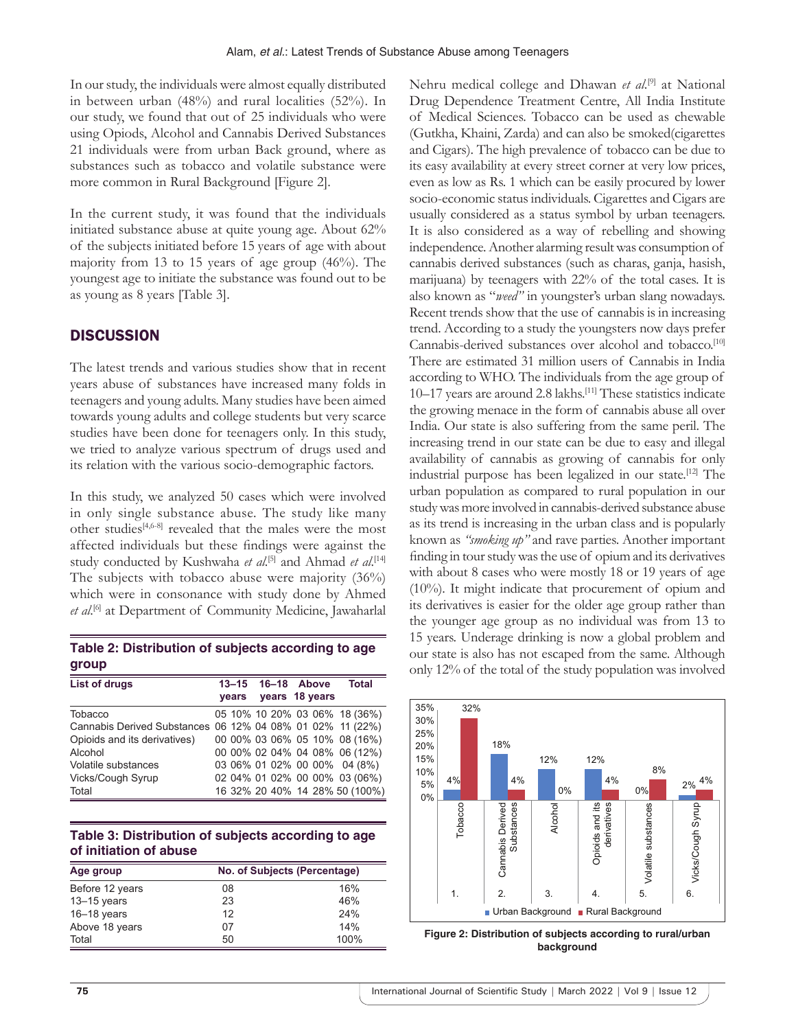In our study, the individuals were almost equally distributed in between urban (48%) and rural localities (52%). In our study, we found that out of 25 individuals who were using Opiods, Alcohol and Cannabis Derived Substances 21 individuals were from urban Back ground, where as substances such as tobacco and volatile substance were more common in Rural Background [Figure 2].

In the current study, it was found that the individuals initiated substance abuse at quite young age. About 62% of the subjects initiated before 15 years of age with about majority from 13 to 15 years of age group (46%). The youngest age to initiate the substance was found out to be as young as 8 years [Table 3].

## DISCUSSION

The latest trends and various studies show that in recent years abuse of substances have increased many folds in teenagers and young adults. Many studies have been aimed towards young adults and college students but very scarce studies have been done for teenagers only. In this study, we tried to analyze various spectrum of drugs used and its relation with the various socio-demographic factors.

In this study, we analyzed 50 cases which were involved in only single substance abuse. The study like many other studies[4,6-8] revealed that the males were the most affected individuals but these findings were against the study conducted by Kushwaha *et al*.[5] and Ahmad *et al*.[14] The subjects with tobacco abuse were majority (36%) which were in consonance with study done by Ahmed *et al*.[6] at Department of Community Medicine, Jawaharlal Nehru medical college and Dhawan *et al*.[9] at National Drug Dependence Treatment Centre, All India Institute of Medical Sciences. Tobacco can be used as chewable (Gutkha, Khaini, Zarda) and can also be smoked(cigarettes and Cigars). The high prevalence of tobacco can be due to its easy availability at every street corner at very low prices, even as low as Rs. 1 which can be easily procured by lower socio-economic status individuals. Cigarettes and Cigars are usually considered as a status symbol by urban teenagers. It is also considered as a way of rebelling and showing independence. Another alarming result was consumption of cannabis derived substances (such as charas, ganja, hasish, marijuana) by teenagers with 22% of the total cases. It is also known as "*weed*" in youngster's urban slang nowadays. Recent trends show that the use of cannabis is in increasing trend. According to a study the youngsters now days prefer Cannabis-derived substances over alcohol and tobacco.[10] There are estimated 31 million users of Cannabis in India according to WHO. The individuals from the age group of 10–17 years are around 2.8 lakhs.[11] These statistics indicate the growing menace in the form of cannabis abuse all over India. Our state is also suffering from the same peril. The increasing trend in our state can be due to easy and illegal availability of cannabis as growing of cannabis for only industrial purpose has been legalized in our state.[12] The urban population as compared to rural population in our study was more involved in cannabis-derived substance abuse as its trend is increasing in the urban class and is popularly known as *"smoking up"* and rave parties. Another important finding in tour study was the use of opium and its derivatives with about 8 cases who were mostly 18 or 19 years of age (10%). It might indicate that procurement of opium and its derivatives is easier for the older age group rather than the younger age group as no individual was from 13 to 15 years. Underage drinking is now a global problem and our state is also has not escaped from the same. Although only 12% of the total of the study population was involved

**Table 2: Distribution of subjects according to age group**

| List of drugs | 13–15 years | 16–18 years | Above 18 years | Total |
|---|---|---|---|---|
| Tobacco | 05 10% | 10 20% | 03 06% | 18 (36%) |
| Cannabis Derived Substances | 06 12% | 04 08% | 01 02% | 11 (22%) |
| Opioids and its derivatives) | 00 00% | 03 06% | 05 10% | 08 (16%) |
| Alcohol | 00 00% | 02 04% | 04 08% | 06 (12%) |
| Volatile substances | 03 06% | 01 02% | 00 00% | 04 (8%) |
| Vicks/Cough Syrup | 02 04% | 01 02% | 00 00% | 03 (06%) |
| Total | 16 32% | 20 40% | 14 28% | 50 (100%) |

**Table 3: Distribution of subjects according to age of initiation of abuse**

| Age group | No. of Subjects (Percentage) | |
|---|---|---|
| Before 12 years | 08 | 16% |
| 13–15 years | 23 | 46% |
| 16–18 years | 12 | 24% |
| Above 18 years | 07 | 14% |
| Total | 50 | 100% |

35%
30%
25%
20%
15%
10%
5%
0%

4% 32%
18% 4%
12% 0%
12% 4%
0% 8%
2% 4%

1. Tobacco
2. Cannabis Derived Substances
3. Alcohol
4. Opioids and its derivatives
5. Volatile substances
6. Vicks/Cough Syrup

Urban Background  Rural Background

**Figure 2: Distribution of subjects according to rural/urban background**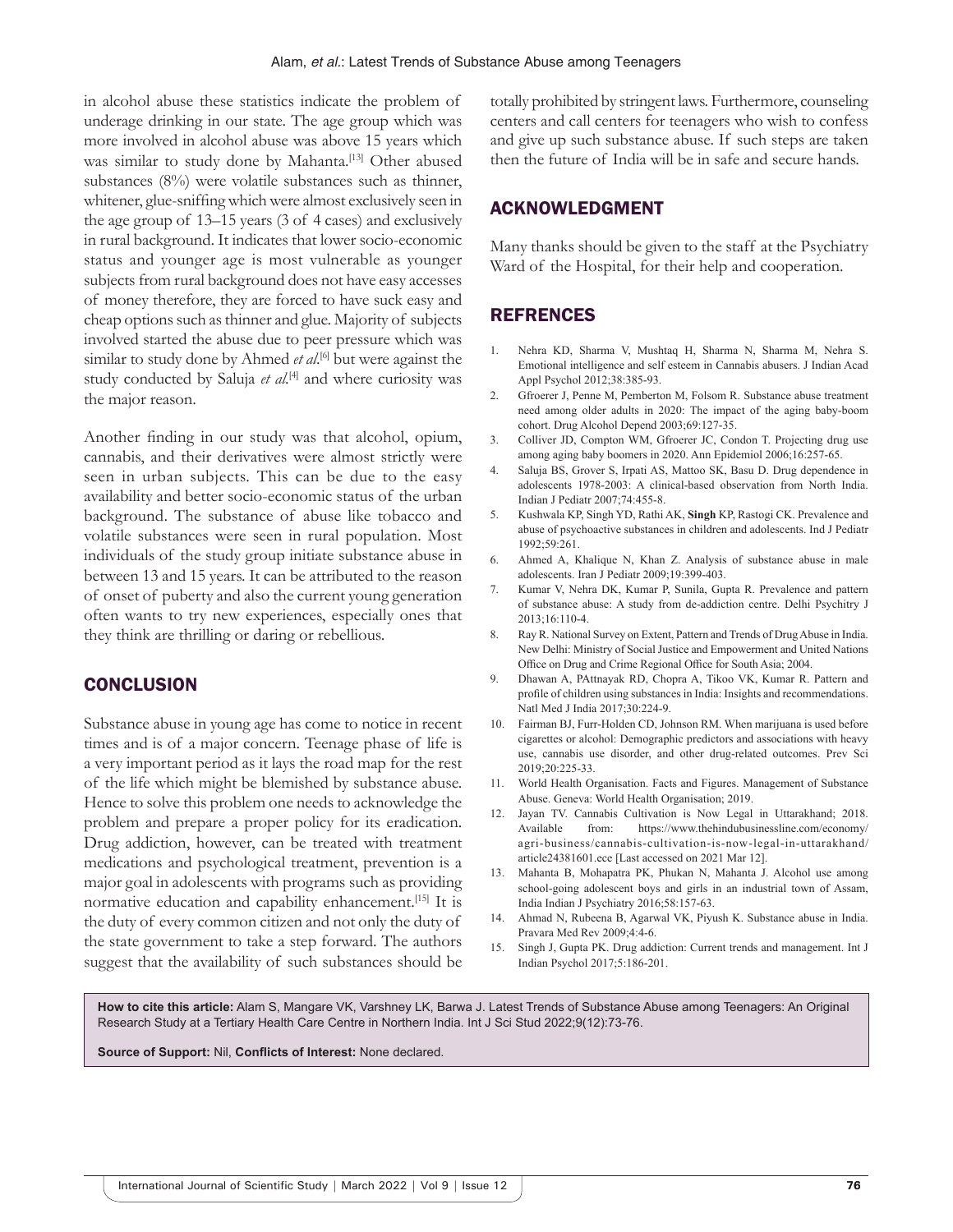in alcohol abuse these statistics indicate the problem of underage drinking in our state. The age group which was more involved in alcohol abuse was above 15 years which was similar to study done by Mahanta.[13] Other abused substances (8%) were volatile substances such as thinner, whitener, glue-sniffing which were almost exclusively seen in the age group of 13–15 years (3 of 4 cases) and exclusively in rural background. It indicates that lower socio-economic status and younger age is most vulnerable as younger subjects from rural background does not have easy accesses of money therefore, they are forced to have suck easy and cheap options such as thinner and glue. Majority of subjects involved started the abuse due to peer pressure which was similar to study done by Ahmed *et al*.[6] but were against the study conducted by Saluja *et al*.[4] and where curiosity was the major reason.

Another finding in our study was that alcohol, opium, cannabis, and their derivatives were almost strictly were seen in urban subjects. This can be due to the easy availability and better socio-economic status of the urban background. The substance of abuse like tobacco and volatile substances were seen in rural population. Most individuals of the study group initiate substance abuse in between 13 and 15 years. It can be attributed to the reason of onset of puberty and also the current young generation often wants to try new experiences, especially ones that they think are thrilling or daring or rebellious.

## CONCLUSION

Substance abuse in young age has come to notice in recent times and is of a major concern. Teenage phase of life is a very important period as it lays the road map for the rest of the life which might be blemished by substance abuse. Hence to solve this problem one needs to acknowledge the problem and prepare a proper policy for its eradication. Drug addiction, however, can be treated with treatment medications and psychological treatment, prevention is a major goal in adolescents with programs such as providing normative education and capability enhancement.[15] It is the duty of every common citizen and not only the duty of the state government to take a step forward. The authors suggest that the availability of such substances should be totally prohibited by stringent laws. Furthermore, counseling centers and call centers for teenagers who wish to confess and give up such substance abuse. If such steps are taken then the future of India will be in safe and secure hands.

## ACKNOWLEDGMENT

Many thanks should be given to the staff at the Psychiatry Ward of the Hospital, for their help and cooperation.

## REFRENCES

1. Nehra KD, Sharma V, Mushtaq H, Sharma N, Sharma M, Nehra S. Emotional intelligence and self esteem in Cannabis abusers. J Indian Acad Appl Psychol 2012;38:385-93.
2. Gfroerer J, Penne M, Pemberton M, Folsom R. Substance abuse treatment need among older adults in 2020: The impact of the aging baby-boom cohort. Drug Alcohol Depend 2003;69:127-35.
3. Colliver JD, Compton WM, Gfroerer JC, Condon T. Projecting drug use among aging baby boomers in 2020. Ann Epidemiol 2006;16:257-65.
4. Saluja BS, Grover S, Irpati AS, Mattoo SK, Basu D. Drug dependence in adolescents 1978-2003: A clinical-based observation from North India. Indian J Pediatr 2007;74:455-8.
5. Kushwala KP, Singh YD, Rathi AK, **Singh** KP, Rastogi CK. Prevalence and abuse of psychoactive substances in children and adolescents. Ind J Pediatr 1992;59:261.
6. Ahmed A, Khalique N, Khan Z. Analysis of substance abuse in male adolescents. Iran J Pediatr 2009;19:399-403.
7. Kumar V, Nehra DK, Kumar P, Sunila, Gupta R. Prevalence and pattern of substance abuse: A study from de-addiction centre. Delhi Psychitry J 2013;16:110-4.
8. Ray R. National Survey on Extent, Pattern and Trends of Drug Abuse in India. New Delhi: Ministry of Social Justice and Empowerment and United Nations Office on Drug and Crime Regional Office for South Asia; 2004.
9. Dhawan A, PAttnayak RD, Chopra A, Tikoo VK, Kumar R. Pattern and profile of children using substances in India: Insights and recommendations. Natl Med J India 2017;30:224-9.
10. Fairman BJ, Furr-Holden CD, Johnson RM. When marijuana is used before cigarettes or alcohol: Demographic predictors and associations with heavy use, cannabis use disorder, and other drug-related outcomes. Prev Sci 2019;20:225-33.
11. World Health Organisation. Facts and Figures. Management of Substance Abuse. Geneva: World Health Organisation; 2019.
12. Jayan TV. Cannabis Cultivation is Now Legal in Uttarakhand; 2018. Available from: https://www.thehindubusinessline.com/economy/agri-business/cannabis-cultivation-is-now-legal-in-uttarakhand/article24381601.ece [Last accessed on 2021 Mar 12].
13. Mahanta B, Mohapatra PK, Phukan N, Mahanta J. Alcohol use among school-going adolescent boys and girls in an industrial town of Assam, India Indian J Psychiatry 2016;58:157-63.
14. Ahmad N, Rubeena B, Agarwal VK, Piyush K. Substance abuse in India. Pravara Med Rev 2009;4:4-6.
15. Singh J, Gupta PK. Drug addiction: Current trends and management. Int J Indian Psychol 2017;5:186-201.

**How to cite this article:** Alam S, Mangare VK, Varshney LK, Barwa J. Latest Trends of Substance Abuse among Teenagers: An Original Research Study at a Tertiary Health Care Centre in Northern India. Int J Sci Stud 2022;9(12):73-76.

**Source of Support:** Nil, **Conflicts of Interest:** None declared.